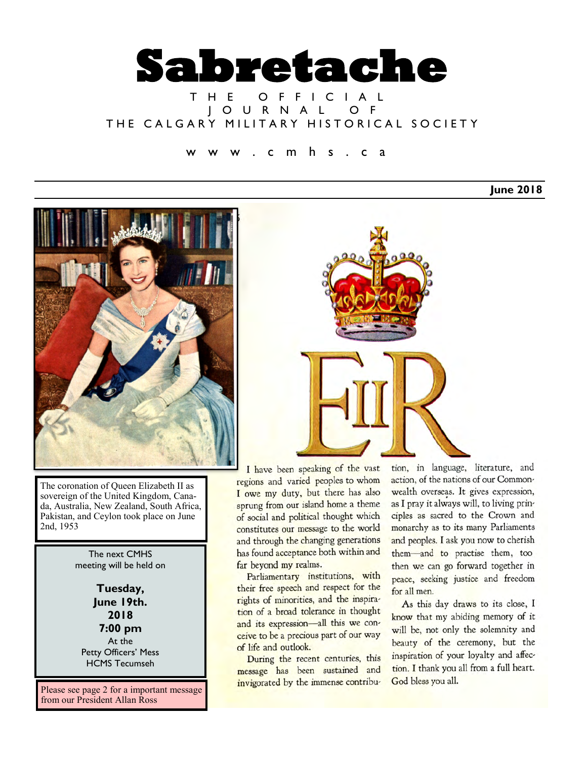# Sabretache

THE OFFICIAL JOURNAL OF THE CALGARY MILITARY HISTORICAL SOCIETY

www.cmhs.ca

**June 2018**

The coronation of Queen Elizabeth II as sovereign of the United Kingdom, Canada, Australia, New Zealand, South Africa, Pakistan, and Ceylon took place on June 2nd, 1953

The next CMHS meeting will be held on

**Tuesday, June 19th. 2018 7:00 pm**

At the Petty Officers' Mess HCMS Tecumseh

Please see page 2 for a important message from our President Allan Ross

EIIR

I have been speaking of the vast regions and varied peoples to whom I owe my duty, but there has also sprung from our island home a theme of social and political thought which constitutes our message to the world and through the changing generations has found acceptance both within and far beyond my realms.

Parliamentary institutions, with their free speech and respect for the rights of minorities, and the inspiration of a broad tolerance in thought and its expression—all this we conceive to be a precious part of our way of life and outlook.

During the recent centuries, this message has been sustained and invigorated by the immense contribution, in language, literature, and action, of the nations of our Commonwealth overseas. It gives expression, as I pray it always will, to living principles as sacred to the Crown and monarchy as to its many Parliaments and peoples. I ask you now to cherish them—and to practise them, too then we can go forward together in peace, seeking justice and freedom for all men.

As this day draws to its close, I know that my abiding memory of it will be, not only the solemnity and beauty of the ceremony, but the inspiration of your loyalty and affection. I thank you all from a full heart. God bless you all.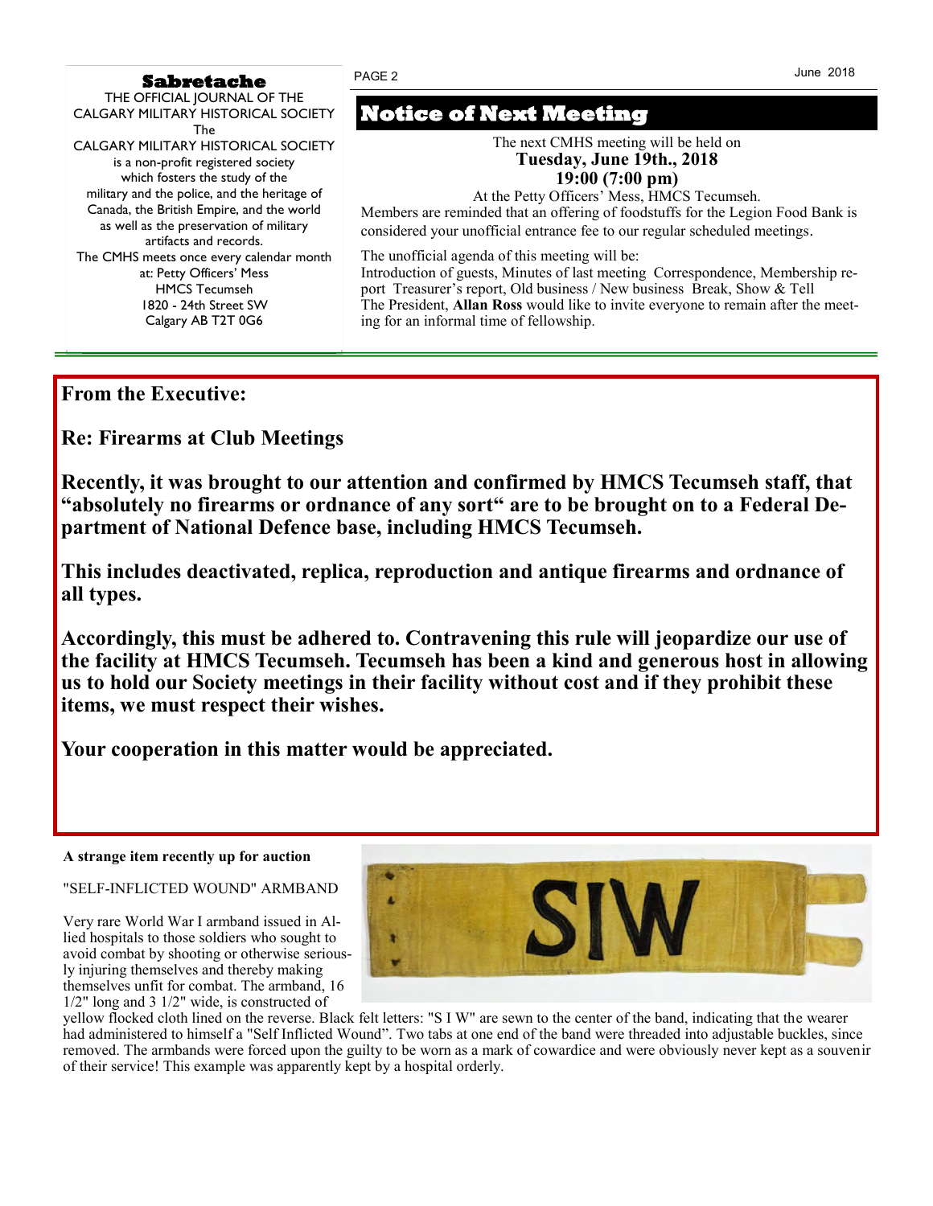**Sabretache**

THE OFFICIAL JOURNAL OF THE CALGARY MILITARY HISTORICAL SOCIETY

The CALGARY MILITARY HISTORICAL SOCIETY is a non-profit registered society which fosters the study of the military and the police, and the heritage of Canada, the British Empire, and the world as well as the preservation of military artifacts and records.

The CMHS meets once every calendar month at: Petty Officers' Mess
HMCS Tecumseh
1820 - 24th Street SW
Calgary AB T2T 0G6

## Notice of Next Meeting

The next CMHS meeting will be held on
**Tuesday, June 19th., 2018**
**19:00 (7:00 pm)**
At the Petty Officers' Mess, HMCS Tecumseh.

Members are reminded that an offering of foodstuffs for the Legion Food Bank is considered your unofficial entrance fee to our regular scheduled meetings.

The unofficial agenda of this meeting will be:
Introduction of guests, Minutes of last meeting Correspondence, Membership report Treasurer's report, Old business / New business Break, Show & Tell
The President, **Allan Ross** would like to invite everyone to remain after the meeting for an informal time of fellowship.

**From the Executive:**

**Re: Firearms at Club Meetings**

**Recently, it was brought to our attention and confirmed by HMCS Tecumseh staff, that "absolutely no firearms or ordnance of any sort" are to be brought on to a Federal Department of National Defence base, including HMCS Tecumseh.**

**This includes deactivated, replica, reproduction and antique firearms and ordnance of all types.**

**Accordingly, this must be adhered to. Contravening this rule will jeopardize our use of the facility at HMCS Tecumseh. Tecumseh has been a kind and generous host in allowing us to hold our Society meetings in their facility without cost and if they prohibit these items, we must respect their wishes.**

**Your cooperation in this matter would be appreciated.**

**A strange item recently up for auction**

"SELF-INFLICTED WOUND" ARMBAND

Very rare World War I armband issued in Allied hospitals to those soldiers who sought to avoid combat by shooting or otherwise seriously injuring themselves and thereby making themselves unfit for combat. The armband, 16 1/2" long and 3 1/2" wide, is constructed of yellow flocked cloth lined on the reverse. Black felt letters: "S I W" are sewn to the center of the band, indicating that the wearer had administered to himself a "Self Inflicted Wound". Two tabs at one end of the band were threaded into adjustable buckles, since removed. The armbands were forced upon the guilty to be worn as a mark of cowardice and were obviously never kept as a souvenir of their service! This example was apparently kept by a hospital orderly.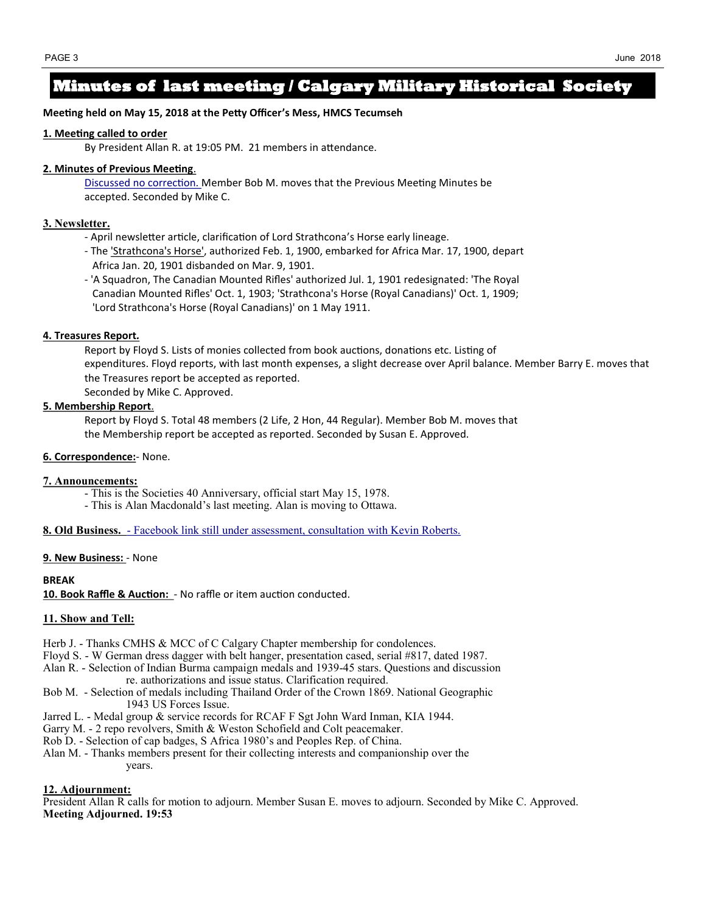# Minutes of last meeting / Calgary Military Historical Society

**Meeting held on May 15, 2018 at the Petty Officer's Mess, HMCS Tecumseh**

**1. Meeting called to order**

By President Allan R. at 19:05 PM. 21 members in attendance.

**2. Minutes of Previous Meeting**.

Discussed no correction. Member Bob M. moves that the Previous Meeting Minutes be accepted. Seconded by Mike C.

**3. Newsletter.**

- April newsletter article, clarification of Lord Strathcona's Horse early lineage.
- The 'Strathcona's Horse', authorized Feb. 1, 1900, embarked for Africa Mar. 17, 1900, depart Africa Jan. 20, 1901 disbanded on Mar. 9, 1901.
- 'A Squadron, The Canadian Mounted Rifles' authorized Jul. 1, 1901 redesignated: 'The Royal Canadian Mounted Rifles' Oct. 1, 1903; 'Strathcona's Horse (Royal Canadians)' Oct. 1, 1909; 'Lord Strathcona's Horse (Royal Canadians)' on 1 May 1911.

**4. Treasures Report.**

Report by Floyd S. Lists of monies collected from book auctions, donations etc. Listing of expenditures. Floyd reports, with last month expenses, a slight decrease over April balance. Member Barry E. moves that the Treasures report be accepted as reported.
Seconded by Mike C. Approved.

**5. Membership Report**.

Report by Floyd S. Total 48 members (2 Life, 2 Hon, 44 Regular). Member Bob M. moves that the Membership report be accepted as reported. Seconded by Susan E. Approved.

**6. Correspondence:**- None.

**7. Announcements:**

- This is the Societies 40 Anniversary, official start May 15, 1978.
- This is Alan Macdonald's last meeting. Alan is moving to Ottawa.

**8. Old Business.** - Facebook link still under assessment, consultation with Kevin Roberts.

**9. New Business:** - None

**BREAK**

**10. Book Raffle & Auction:** - No raffle or item auction conducted.

**11. Show and Tell:**

Herb J. - Thanks CMHS & MCC of C Calgary Chapter membership for condolences.
Floyd S. - W German dress dagger with belt hanger, presentation cased, serial #817, dated 1987.
Alan R. - Selection of Indian Burma campaign medals and 1939-45 stars. Questions and discussion re. authorizations and issue status. Clarification required.
Bob M. - Selection of medals including Thailand Order of the Crown 1869. National Geographic 1943 US Forces Issue.
Jarred L. - Medal group & service records for RCAF F Sgt John Ward Inman, KIA 1944.
Garry M. - 2 repo revolvers, Smith & Weston Schofield and Colt peacemaker.
Rob D. - Selection of cap badges, S Africa 1980's and Peoples Rep. of China.
Alan M. - Thanks members present for their collecting interests and companionship over the years.

**12. Adjournment:**

President Allan R calls for motion to adjourn. Member Susan E. moves to adjourn. Seconded by Mike C. Approved.
**Meeting Adjourned. 19:53**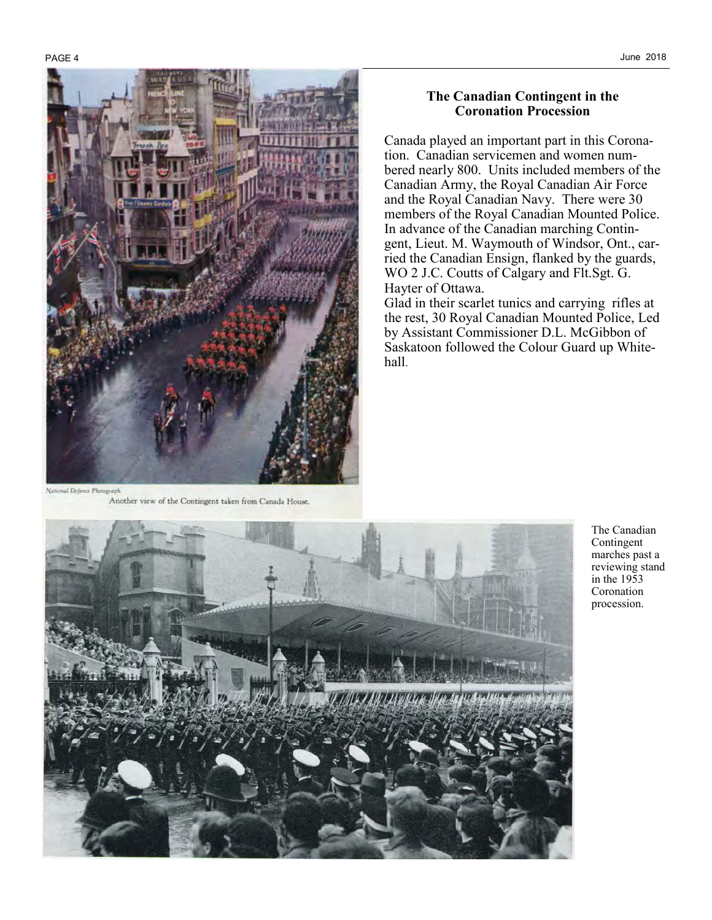National Defence Photograph

Another view of the Contingent taken from Canada House.

### The Canadian Contingent in the Coronation Procession

Canada played an important part in this Coronation. Canadian servicemen and women numbered nearly 800. Units included members of the Canadian Army, the Royal Canadian Air Force and the Royal Canadian Navy. There were 30 members of the Royal Canadian Mounted Police. In advance of the Canadian marching Contingent, Lieut. M. Waymouth of Windsor, Ont., carried the Canadian Ensign, flanked by the guards, WO 2 J.C. Coutts of Calgary and Flt.Sgt. G. Hayter of Ottawa.

Glad in their scarlet tunics and carrying rifles at the rest, 30 Royal Canadian Mounted Police, Led by Assistant Commissioner D.L. McGibbon of Saskatoon followed the Colour Guard up Whitehall.

The Canadian Contingent marches past a reviewing stand in the 1953 Coronation procession.